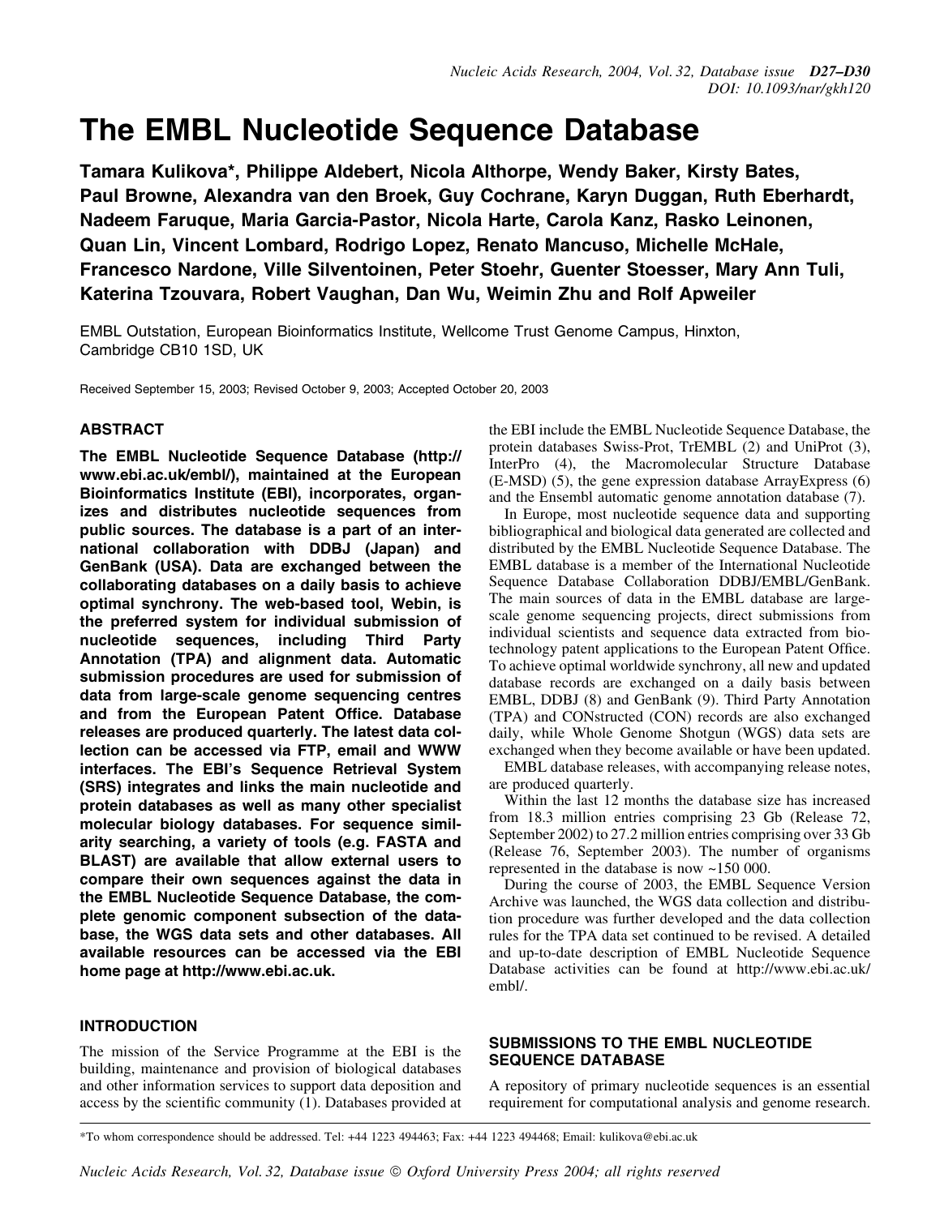# The EMBL Nucleotide Sequence Database

**Tamara Kulikova*, Philippe Aldebert, Nicola Althorpe, Wendy Baker, Kirsty Bates, Paul Browne, Alexandra van den Broek, Guy Cochrane, Karyn Duggan, Ruth Eberhardt, Nadeem Faruque, Maria Garcia-Pastor, Nicola Harte, Carola Kanz, Rasko Leinonen, Quan Lin, Vincent Lombard, Rodrigo Lopez, Renato Mancuso, Michelle McHale, Francesco Nardone, Ville Silventoinen, Peter Stoehr, Guenter Stoesser, Mary Ann Tuli, Katerina Tzouvara, Robert Vaughan, Dan Wu, Weimin Zhu and Rolf Apweiler**

EMBL Outstation, European Bioinformatics Institute, Wellcome Trust Genome Campus, Hinxton, Cambridge CB10 1SD, UK

Received September 15, 2003; Revised October 9, 2003; Accepted October 20, 2003

## ABSTRACT

**The EMBL Nucleotide Sequence Database (http://www.ebi.ac.uk/embl/), maintained at the European Bioinformatics Institute (EBI), incorporates, organizes and distributes nucleotide sequences from public sources. The database is a part of an international collaboration with DDBJ (Japan) and GenBank (USA). Data are exchanged between the collaborating databases on a daily basis to achieve optimal synchrony. The web-based tool, Webin, is the preferred system for individual submission of nucleotide sequences, including Third Party Annotation (TPA) and alignment data. Automatic submission procedures are used for submission of data from large-scale genome sequencing centres and from the European Patent Office. Database releases are produced quarterly. The latest data collection can be accessed via FTP, email and WWW interfaces. The EBI's Sequence Retrieval System (SRS) integrates and links the main nucleotide and protein databases as well as many other specialist molecular biology databases. For sequence similarity searching, a variety of tools (e.g. FASTA and BLAST) are available that allow external users to compare their own sequences against the data in the EMBL Nucleotide Sequence Database, the complete genomic component subsection of the database, the WGS data sets and other databases. All available resources can be accessed via the EBI home page at http://www.ebi.ac.uk.**

## INTRODUCTION

The mission of the Service Programme at the EBI is the building, maintenance and provision of biological databases and other information services to support data deposition and access by the scientific community (1). Databases provided at the EBI include the EMBL Nucleotide Sequence Database, the protein databases Swiss-Prot, TrEMBL (2) and UniProt (3), InterPro (4), the Macromolecular Structure Database (E-MSD) (5), the gene expression database ArrayExpress (6) and the Ensembl automatic genome annotation database (7).

In Europe, most nucleotide sequence data and supporting bibliographical and biological data generated are collected and distributed by the EMBL Nucleotide Sequence Database. The EMBL database is a member of the International Nucleotide Sequence Database Collaboration DDBJ/EMBL/GenBank. The main sources of data in the EMBL database are large-scale genome sequencing projects, direct submissions from individual scientists and sequence data extracted from biotechnology patent applications to the European Patent Office. To achieve optimal worldwide synchrony, all new and updated database records are exchanged on a daily basis between EMBL, DDBJ (8) and GenBank (9). Third Party Annotation (TPA) and CONstructed (CON) records are also exchanged daily, while Whole Genome Shotgun (WGS) data sets are exchanged when they become available or have been updated.

EMBL database releases, with accompanying release notes, are produced quarterly.

Within the last 12 months the database size has increased from 18.3 million entries comprising 23 Gb (Release 72, September 2002) to 27.2 million entries comprising over 33 Gb (Release 76, September 2003). The number of organisms represented in the database is now ~150 000.

During the course of 2003, the EMBL Sequence Version Archive was launched, the WGS data collection and distribution procedure was further developed and the data collection rules for the TPA data set continued to be revised. A detailed and up-to-date description of EMBL Nucleotide Sequence Database activities can be found at http://www.ebi.ac.uk/embl/.

## SUBMISSIONS TO THE EMBL NUCLEOTIDE SEQUENCE DATABASE

A repository of primary nucleotide sequences is an essential requirement for computational analysis and genome research.

*To whom correspondence should be addressed. Tel: +44 1223 494463; Fax: +44 1223 494468; Email: kulikova@ebi.ac.uk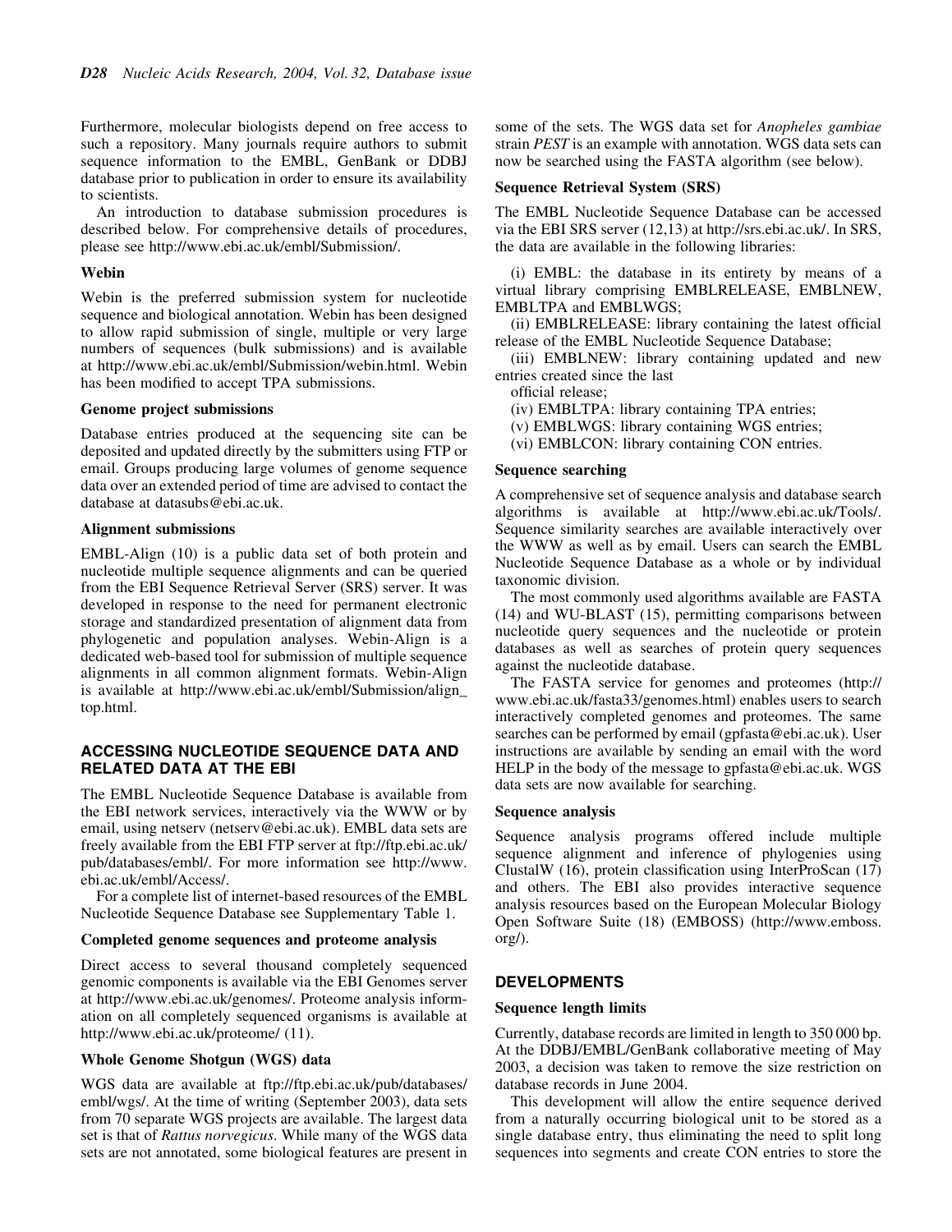Furthermore, molecular biologists depend on free access to such a repository. Many journals require authors to submit sequence information to the EMBL, GenBank or DDBJ database prior to publication in order to ensure its availability to scientists.

An introduction to database submission procedures is described below. For comprehensive details of procedures, please see http://www.ebi.ac.uk/embl/Submission/.

### Webin

Webin is the preferred submission system for nucleotide sequence and biological annotation. Webin has been designed to allow rapid submission of single, multiple or very large numbers of sequences (bulk submissions) and is available at http://www.ebi.ac.uk/embl/Submission/webin.html. Webin has been modified to accept TPA submissions.

### Genome project submissions

Database entries produced at the sequencing site can be deposited and updated directly by the submitters using FTP or email. Groups producing large volumes of genome sequence data over an extended period of time are advised to contact the database at datasubs@ebi.ac.uk.

### Alignment submissions

EMBL-Align (10) is a public data set of both protein and nucleotide multiple sequence alignments and can be queried from the EBI Sequence Retrieval Server (SRS) server. It was developed in response to the need for permanent electronic storage and standardized presentation of alignment data from phylogenetic and population analyses. Webin-Align is a dedicated web-based tool for submission of multiple sequence alignments in all common alignment formats. Webin-Align is available at http://www.ebi.ac.uk/embl/Submission/align_top.html.

## ACCESSING NUCLEOTIDE SEQUENCE DATA AND RELATED DATA AT THE EBI

The EMBL Nucleotide Sequence Database is available from the EBI network services, interactively via the WWW or by email, using netserv (netserv@ebi.ac.uk). EMBL data sets are freely available from the EBI FTP server at ftp://ftp.ebi.ac.uk/pub/databases/embl/. For more information see http://www.ebi.ac.uk/embl/Access/.

For a complete list of internet-based resources of the EMBL Nucleotide Sequence Database see Supplementary Table 1.

### Completed genome sequences and proteome analysis

Direct access to several thousand completely sequenced genomic components is available via the EBI Genomes server at http://www.ebi.ac.uk/genomes/. Proteome analysis information on all completely sequenced organisms is available at http://www.ebi.ac.uk/proteome/ (11).

### Whole Genome Shotgun (WGS) data

WGS data are available at ftp://ftp.ebi.ac.uk/pub/databases/embl/wgs/. At the time of writing (September 2003), data sets from 70 separate WGS projects are available. The largest data set is that of *Rattus norvegicus*. While many of the WGS data sets are not annotated, some biological features are present in some of the sets. The WGS data set for *Anopheles gambiae* strain *PEST* is an example with annotation. WGS data sets can now be searched using the FASTA algorithm (see below).

### Sequence Retrieval System (SRS)

The EMBL Nucleotide Sequence Database can be accessed via the EBI SRS server (12,13) at http://srs.ebi.ac.uk/. In SRS, the data are available in the following libraries:

(i) EMBL: the database in its entirety by means of a virtual library comprising EMBLRELEASE, EMBLNEW, EMBLTPA and EMBLWGS;

(ii) EMBLRELEASE: library containing the latest official release of the EMBL Nucleotide Sequence Database;

(iii) EMBLNEW: library containing updated and new entries created since the last official release;

(iv) EMBLTPA: library containing TPA entries;

(v) EMBLWGS: library containing WGS entries;

(vi) EMBLCON: library containing CON entries.

### Sequence searching

A comprehensive set of sequence analysis and database search algorithms is available at http://www.ebi.ac.uk/Tools/. Sequence similarity searches are available interactively over the WWW as well as by email. Users can search the EMBL Nucleotide Sequence Database as a whole or by individual taxonomic division.

The most commonly used algorithms available are FASTA (14) and WU-BLAST (15), permitting comparisons between nucleotide query sequences and the nucleotide or protein databases as well as searches of protein query sequences against the nucleotide database.

The FASTA service for genomes and proteomes (http://www.ebi.ac.uk/fasta33/genomes.html) enables users to search interactively completed genomes and proteomes. The same searches can be performed by email (gpfasta@ebi.ac.uk). User instructions are available by sending an email with the word HELP in the body of the message to gpfasta@ebi.ac.uk. WGS data sets are now available for searching.

### Sequence analysis

Sequence analysis programs offered include multiple sequence alignment and inference of phylogenies using ClustalW (16), protein classification using InterProScan (17) and others. The EBI also provides interactive sequence analysis resources based on the European Molecular Biology Open Software Suite (18) (EMBOSS) (http://www.emboss.org/).

## DEVELOPMENTS

### Sequence length limits

Currently, database records are limited in length to 350 000 bp. At the DDBJ/EMBL/GenBank collaborative meeting of May 2003, a decision was taken to remove the size restriction on database records in June 2004.

This development will allow the entire sequence derived from a naturally occurring biological unit to be stored as a single database entry, thus eliminating the need to split long sequences into segments and create CON entries to store the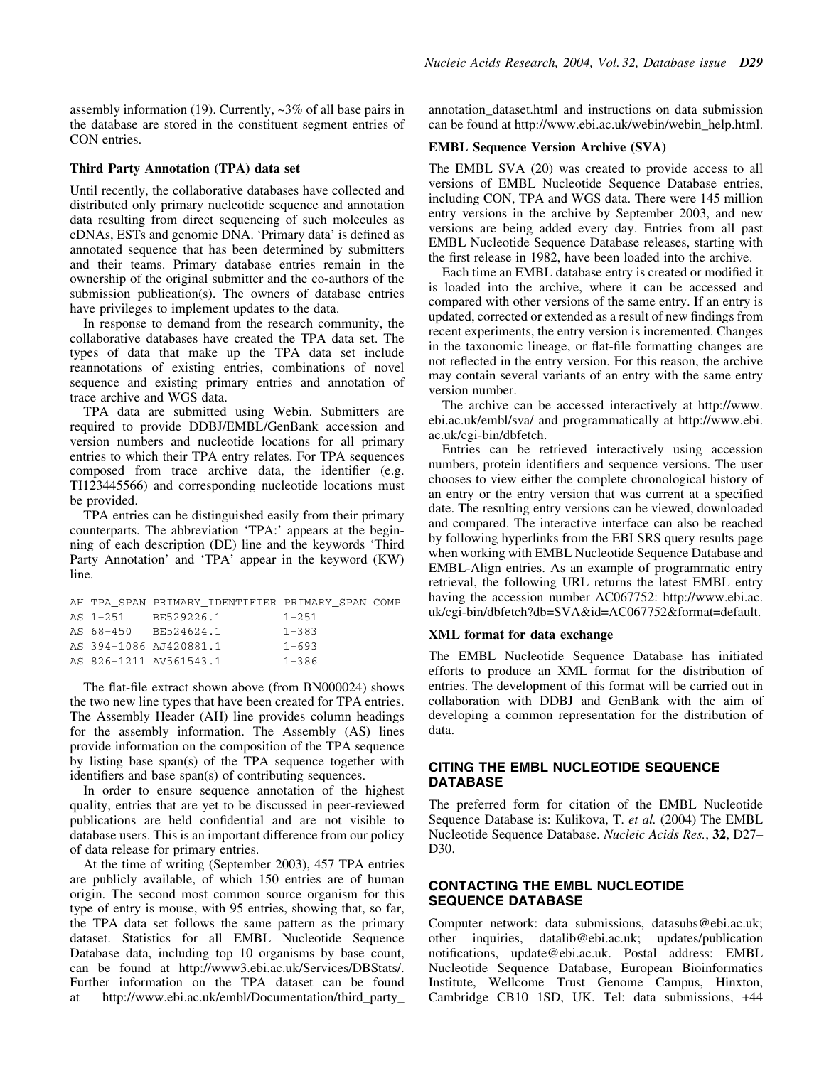assembly information (19). Currently, ~3% of all base pairs in the database are stored in the constituent segment entries of CON entries.

### Third Party Annotation (TPA) data set

Until recently, the collaborative databases have collected and distributed only primary nucleotide sequence and annotation data resulting from direct sequencing of such molecules as cDNAs, ESTs and genomic DNA. 'Primary data' is defined as annotated sequence that has been determined by submitters and their teams. Primary database entries remain in the ownership of the original submitter and the co-authors of the submission publication(s). The owners of database entries have privileges to implement updates to the data.

In response to demand from the research community, the collaborative databases have created the TPA data set. The types of data that make up the TPA data set include reannotations of existing entries, combinations of novel sequence and existing primary entries and annotation of trace archive and WGS data.

TPA data are submitted using Webin. Submitters are required to provide DDBJ/EMBL/GenBank accession and version numbers and nucleotide locations for all primary entries to which their TPA entry relates. For TPA sequences composed from trace archive data, the identifier (e.g. TI123445566) and corresponding nucleotide locations must be provided.

TPA entries can be distinguished easily from their primary counterparts. The abbreviation 'TPA:' appears at the beginning of each description (DE) line and the keywords 'Third Party Annotation' and 'TPA' appear in the keyword (KW) line.

```
AH TPA_SPAN PRIMARY_IDENTIFIER PRIMARY_SPAN COMP
AS 1-251     BE529226.1         1-251
AS 68-450    BE524624.1         1-383
AS 394-1086 AJ420881.1          1-693
AS 826-1211 AV561543.1          1-386
```

The flat-file extract shown above (from BN000024) shows the two new line types that have been created for TPA entries. The Assembly Header (AH) line provides column headings for the assembly information. The Assembly (AS) lines provide information on the composition of the TPA sequence by listing base span(s) of the TPA sequence together with identifiers and base span(s) of contributing sequences.

In order to ensure sequence annotation of the highest quality, entries that are yet to be discussed in peer-reviewed publications are held confidential and are not visible to database users. This is an important difference from our policy of data release for primary entries.

At the time of writing (September 2003), 457 TPA entries are publicly available, of which 150 entries are of human origin. The second most common source organism for this type of entry is mouse, with 95 entries, showing that, so far, the TPA data set follows the same pattern as the primary dataset. Statistics for all EMBL Nucleotide Sequence Database data, including top 10 organisms by base count, can be found at http://www3.ebi.ac.uk/Services/DBStats/. Further information on the TPA dataset can be found at http://www.ebi.ac.uk/embl/Documentation/third_party_annotation_dataset.html and instructions on data submission can be found at http://www.ebi.ac.uk/webin/webin_help.html.

### EMBL Sequence Version Archive (SVA)

The EMBL SVA (20) was created to provide access to all versions of EMBL Nucleotide Sequence Database entries, including CON, TPA and WGS data. There were 145 million entry versions in the archive by September 2003, and new versions are being added every day. Entries from all past EMBL Nucleotide Sequence Database releases, starting with the first release in 1982, have been loaded into the archive.

Each time an EMBL database entry is created or modified it is loaded into the archive, where it can be accessed and compared with other versions of the same entry. If an entry is updated, corrected or extended as a result of new findings from recent experiments, the entry version is incremented. Changes in the taxonomic lineage, or flat-file formatting changes are not reflected in the entry version. For this reason, the archive may contain several variants of an entry with the same entry version number.

The archive can be accessed interactively at http://www.ebi.ac.uk/embl/sva/ and programmatically at http://www.ebi.ac.uk/cgi-bin/dbfetch.

Entries can be retrieved interactively using accession numbers, protein identifiers and sequence versions. The user chooses to view either the complete chronological history of an entry or the entry version that was current at a specified date. The resulting entry versions can be viewed, downloaded and compared. The interactive interface can also be reached by following hyperlinks from the EBI SRS query results page when working with EMBL Nucleotide Sequence Database and EMBL-Align entries. As an example of programmatic entry retrieval, the following URL returns the latest EMBL entry having the accession number AC067752: http://www.ebi.ac.uk/cgi-bin/dbfetch?db=SVA&id=AC067752&format=default.

### XML format for data exchange

The EMBL Nucleotide Sequence Database has initiated efforts to produce an XML format for the distribution of entries. The development of this format will be carried out in collaboration with DDBJ and GenBank with the aim of developing a common representation for the distribution of data.

## CITING THE EMBL NUCLEOTIDE SEQUENCE DATABASE

The preferred form for citation of the EMBL Nucleotide Sequence Database is: Kulikova, T. *et al.* (2004) The EMBL Nucleotide Sequence Database. *Nucleic Acids Res.*, **32**, D27–D30.

## CONTACTING THE EMBL NUCLEOTIDE SEQUENCE DATABASE

Computer network: data submissions, datasubs@ebi.ac.uk; other inquiries, datalib@ebi.ac.uk; updates/publication notifications, update@ebi.ac.uk. Postal address: EMBL Nucleotide Sequence Database, European Bioinformatics Institute, Wellcome Trust Genome Campus, Hinxton, Cambridge CB10 1SD, UK. Tel: data submissions, +44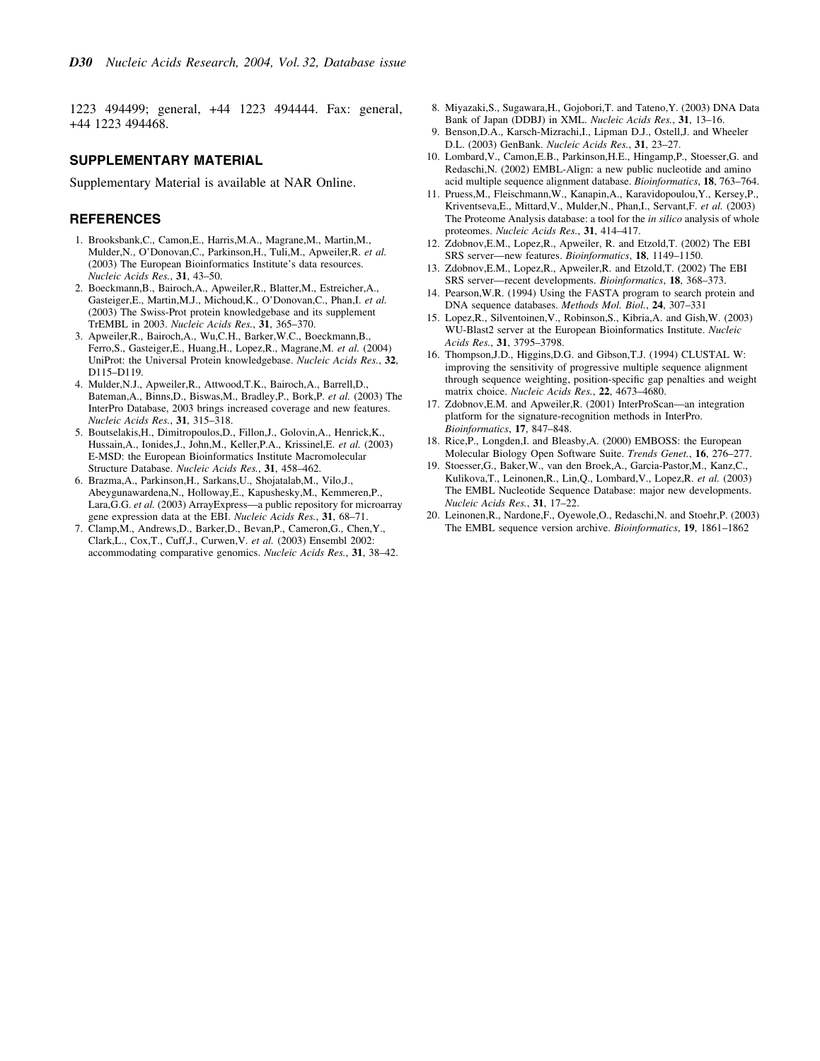1223 494499; general, +44 1223 494444. Fax: general, +44 1223 494468.

## SUPPLEMENTARY MATERIAL

Supplementary Material is available at NAR Online.

## REFERENCES

1. Brooksbank,C., Camon,E., Harris,M.A., Magrane,M., Martin,M., Mulder,N., O'Donovan,C., Parkinson,H., Tuli,M., Apweiler,R. *et al.* (2003) The European Bioinformatics Institute's data resources. *Nucleic Acids Res.*, **31**, 43–50.
2. Boeckmann,B., Bairoch,A., Apweiler,R., Blatter,M., Estreicher,A., Gasteiger,E., Martin,M.J., Michoud,K., O'Donovan,C., Phan,I. *et al.* (2003) The Swiss-Prot protein knowledgebase and its supplement TrEMBL in 2003. *Nucleic Acids Res.*, **31**, 365–370.
3. Apweiler,R., Bairoch,A., Wu,C.H., Barker,W.C., Boeckmann,B., Ferro,S., Gasteiger,E., Huang,H., Lopez,R., Magrane,M. *et al.* (2004) UniProt: the Universal Protein knowledgebase. *Nucleic Acids Res.*, **32**, D115–D119.
4. Mulder,N.J., Apweiler,R., Attwood,T.K., Bairoch,A., Barrell,D., Bateman,A., Binns,D., Biswas,M., Bradley,P., Bork,P. *et al.* (2003) The InterPro Database, 2003 brings increased coverage and new features. *Nucleic Acids Res.*, **31**, 315–318.
5. Boutselakis,H., Dimitropoulos,D., Fillon,J., Golovin,A., Henrick,K., Hussain,A., Ionides,J., John,M., Keller,P.A., Krissinel,E. *et al.* (2003) E-MSD: the European Bioinformatics Institute Macromolecular Structure Database. *Nucleic Acids Res.*, **31**, 458–462.
6. Brazma,A., Parkinson,H., Sarkans,U., Shojatalab,M., Vilo,J., Abeygunawardena,N., Holloway,E., Kapushesky,M., Kemmeren,P., Lara,G.G. *et al.* (2003) ArrayExpress—a public repository for microarray gene expression data at the EBI. *Nucleic Acids Res.*, **31**, 68–71.
7. Clamp,M., Andrews,D., Barker,D., Bevan,P., Cameron,G., Chen,Y., Clark,L., Cox,T., Cuff,J., Curwen,V. *et al.* (2003) Ensembl 2002: accommodating comparative genomics. *Nucleic Acids Res.*, **31**, 38–42.
8. Miyazaki,S., Sugawara,H., Gojobori,T. and Tateno,Y. (2003) DNA Data Bank of Japan (DDBJ) in XML. *Nucleic Acids Res.*, **31**, 13–16.
9. Benson,D.A., Karsch-Mizrachi,I., Lipman D.J., Ostell,J. and Wheeler D.L. (2003) GenBank. *Nucleic Acids Res.*, **31**, 23–27.
10. Lombard,V., Camon,E.B., Parkinson,H.E., Hingamp,P., Stoesser,G. and Redaschi,N. (2002) EMBL-Align: a new public nucleotide and amino acid multiple sequence alignment database. *Bioinformatics*, **18**, 763–764.
11. Pruess,M., Fleischmann,W., Kanapin,A., Karavidopoulou,Y., Kersey,P., Kriventseva,E., Mittard,V., Mulder,N., Phan,I., Servant,F. *et al.* (2003) The Proteome Analysis database: a tool for the *in silico* analysis of whole proteomes. *Nucleic Acids Res.*, **31**, 414–417.
12. Zdobnov,E.M., Lopez,R., Apweiler, R. and Etzold,T. (2002) The EBI SRS server—new features. *Bioinformatics*, **18**, 1149–1150.
13. Zdobnov,E.M., Lopez,R., Apweiler,R. and Etzold,T. (2002) The EBI SRS server—recent developments. *Bioinformatics*, **18**, 368–373.
14. Pearson,W.R. (1994) Using the FASTA program to search protein and DNA sequence databases. *Methods Mol. Biol.*, **24**, 307–331
15. Lopez,R., Silventoinen,V., Robinson,S., Kibria,A. and Gish,W. (2003) WU-Blast2 server at the European Bioinformatics Institute. *Nucleic Acids Res.*, **31**, 3795–3798.
16. Thompson,J.D., Higgins,D.G. and Gibson,T.J. (1994) CLUSTAL W: improving the sensitivity of progressive multiple sequence alignment through sequence weighting, position-specific gap penalties and weight matrix choice. *Nucleic Acids Res.*, **22**, 4673–4680.
17. Zdobnov,E.M. and Apweiler,R. (2001) InterProScan—an integration platform for the signature-recognition methods in InterPro. *Bioinformatics*, **17**, 847–848.
18. Rice,P., Longden,I. and Bleasby,A. (2000) EMBOSS: the European Molecular Biology Open Software Suite. *Trends Genet.*, **16**, 276–277.
19. Stoesser,G., Baker,W., van den Broek,A., Garcia-Pastor,M., Kanz,C., Kulikova,T., Leinonen,R., Lin,Q., Lombard,V., Lopez,R. *et al.* (2003) The EMBL Nucleotide Sequence Database: major new developments. *Nucleic Acids Res.*, **31**, 17–22.
20. Leinonen,R., Nardone,F., Oyewole,O., Redaschi,N. and Stoehr,P. (2003) The EMBL sequence version archive. *Bioinformatics*, **19**, 1861–1862